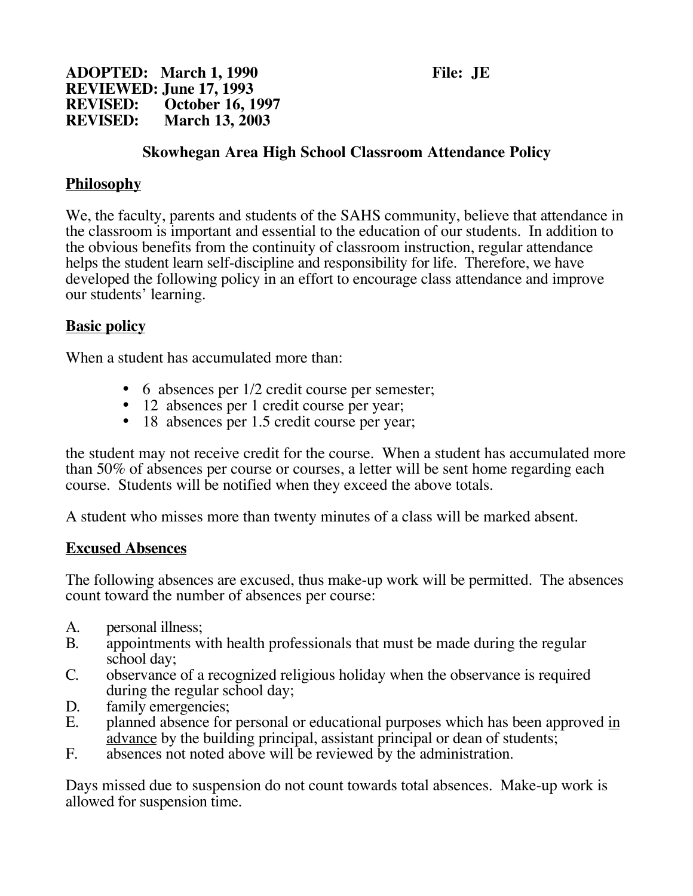**ADOPTED: March 1, 1990** **File: JE**
**REVIEWED: June 17, 1993**
**REVISED: October 16, 1997**
**REVISED: March 13, 2003**

# Skowhegan Area High School Classroom Attendance Policy

## Philosophy

We, the faculty, parents and students of the SAHS community, believe that attendance in the classroom is important and essential to the education of our students. In addition to the obvious benefits from the continuity of classroom instruction, regular attendance helps the student learn self-discipline and responsibility for life. Therefore, we have developed the following policy in an effort to encourage class attendance and improve our students' learning.

## Basic policy

When a student has accumulated more than:

- 6 absences per 1/2 credit course per semester;
- 12 absences per 1 credit course per year;
- 18 absences per 1.5 credit course per year;

the student may not receive credit for the course. When a student has accumulated more than 50% of absences per course or courses, a letter will be sent home regarding each course. Students will be notified when they exceed the above totals.

A student who misses more than twenty minutes of a class will be marked absent.

## Excused Absences

The following absences are excused, thus make-up work will be permitted. The absences count toward the number of absences per course:

A. personal illness;
B. appointments with health professionals that must be made during the regular school day;
C. observance of a recognized religious holiday when the observance is required during the regular school day;
D. family emergencies;
E. planned absence for personal or educational purposes which has been approved in advance by the building principal, assistant principal or dean of students;
F. absences not noted above will be reviewed by the administration.

Days missed due to suspension do not count towards total absences. Make-up work is allowed for suspension time.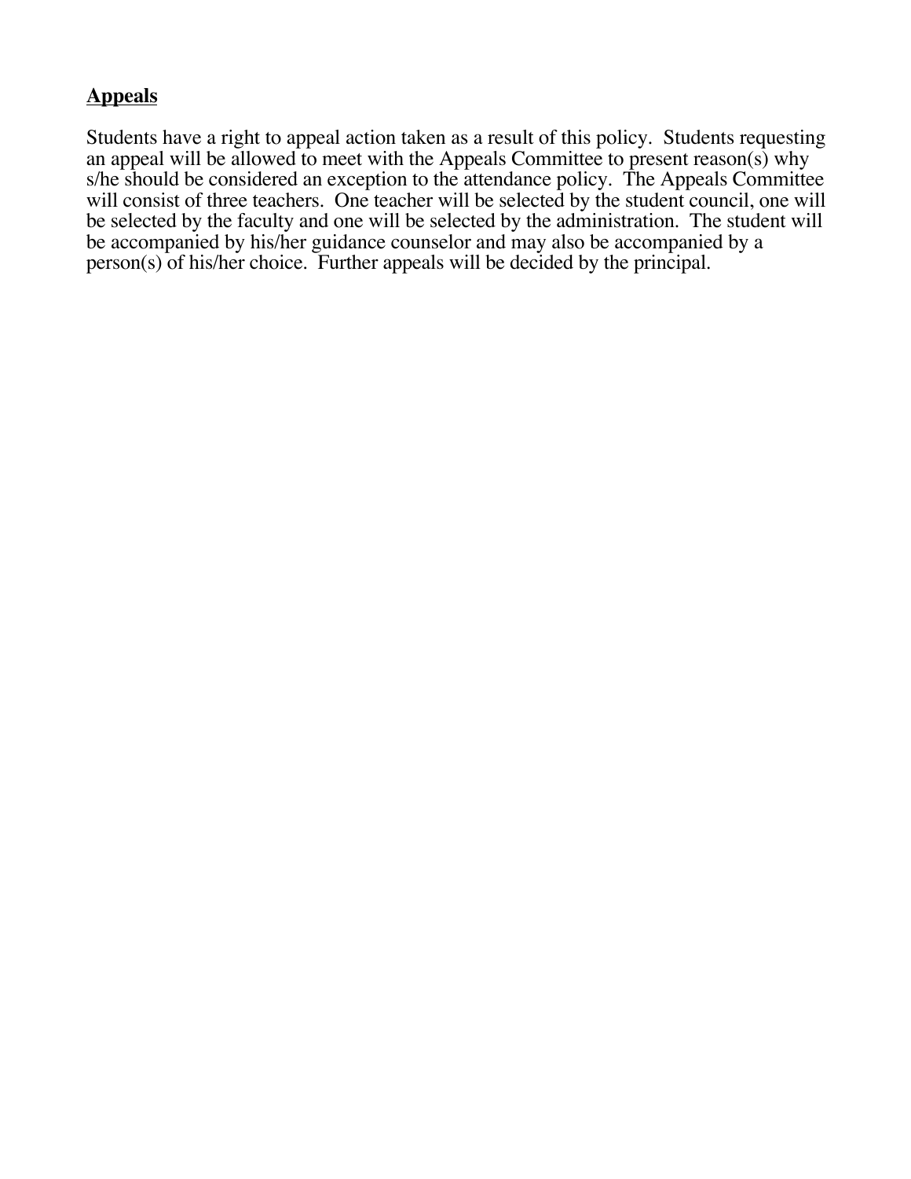## Appeals

Students have a right to appeal action taken as a result of this policy. Students requesting an appeal will be allowed to meet with the Appeals Committee to present reason(s) why s/he should be considered an exception to the attendance policy. The Appeals Committee will consist of three teachers. One teacher will be selected by the student council, one will be selected by the faculty and one will be selected by the administration. The student will be accompanied by his/her guidance counselor and may also be accompanied by a person(s) of his/her choice. Further appeals will be decided by the principal.